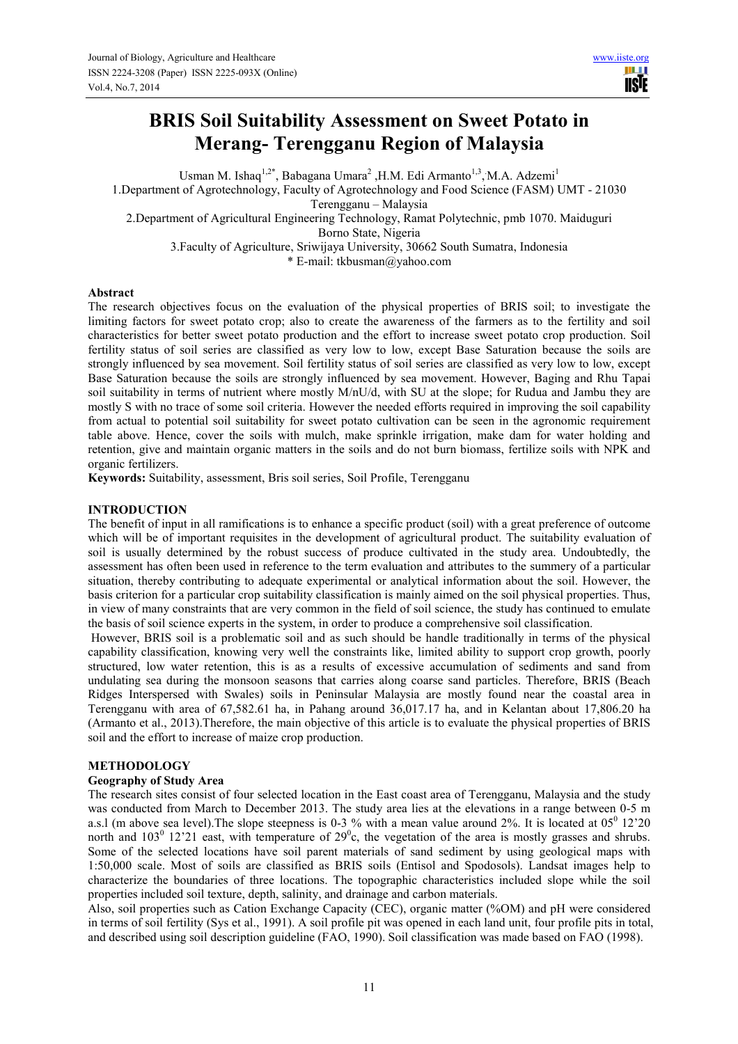# BRIS Soil Suitability Assessment on Sweet Potato in Merang- Terengganu Region of Malaysia

Usman M. Ishaq[1,2*], Babagana Umara[2], H.M. Edi Armanto[1,3], M.A. Adzemi[1]

1. Department of Agrotechnology, Faculty of Agrotechnology and Food Science (FASM) UMT - 21030 Terengganu – Malaysia
2. Department of Agricultural Engineering Technology, Ramat Polytechnic, pmb 1070. Maiduguri Borno State, Nigeria
3. Faculty of Agriculture, Sriwijaya University, 30662 South Sumatra, Indonesia

\* E-mail: tkbusman@yahoo.com

## Abstract

The research objectives focus on the evaluation of the physical properties of BRIS soil; to investigate the limiting factors for sweet potato crop; also to create the awareness of the farmers as to the fertility and soil characteristics for better sweet potato production and the effort to increase sweet potato crop production. Soil fertility status of soil series are classified as very low to low, except Base Saturation because the soils are strongly influenced by sea movement. Soil fertility status of soil series are classified as very low to low, except Base Saturation because the soils are strongly influenced by sea movement. However, Baging and Rhu Tapai soil suitability in terms of nutrient where mostly M/nU/d, with SU at the slope; for Rudua and Jambu they are mostly S with no trace of some soil criteria. However the needed efforts required in improving the soil capability from actual to potential soil suitability for sweet potato cultivation can be seen in the agronomic requirement table above. Hence, cover the soils with mulch, make sprinkle irrigation, make dam for water holding and retention, give and maintain organic matters in the soils and do not burn biomass, fertilize soils with NPK and organic fertilizers.

**Keywords:** Suitability, assessment, Bris soil series, Soil Profile, Terengganu

## INTRODUCTION

The benefit of input in all ramifications is to enhance a specific product (soil) with a great preference of outcome which will be of important requisites in the development of agricultural product. The suitability evaluation of soil is usually determined by the robust success of produce cultivated in the study area. Undoubtedly, the assessment has often been used in reference to the term evaluation and attributes to the summery of a particular situation, thereby contributing to adequate experimental or analytical information about the soil. However, the basis criterion for a particular crop suitability classification is mainly aimed on the soil physical properties. Thus, in view of many constraints that are very common in the field of soil science, the study has continued to emulate the basis of soil science experts in the system, in order to produce a comprehensive soil classification.

However, BRIS soil is a problematic soil and as such should be handle traditionally in terms of the physical capability classification, knowing very well the constraints like, limited ability to support crop growth, poorly structured, low water retention, this is as results of excessive accumulation of sediments and sand from undulating sea during the monsoon seasons that carries along coarse sand particles. Therefore, BRIS (Beach Ridges Interspersed with Swales) soils in Peninsular Malaysia are mostly found near the coastal area in Terengganu with area of 67,582.61 ha, in Pahang around 36,017.17 ha, and in Kelantan about 17,806.20 ha (Armanto et al., 2013).Therefore, the main objective of this article is to evaluate the physical properties of BRIS soil and the effort to increase of maize crop production.

## METHODOLOGY

### Geography of Study Area

The research sites consist of four selected location in the East coast area of Terengganu, Malaysia and the study was conducted from March to December 2013. The study area lies at the elevations in a range between 0-5 m a.s.l (m above sea level).The slope steepness is 0-3 % with a mean value around 2%. It is located at $05^0$ 12'20 north and $103^0$ 12'21 east, with temperature of $29^0$c, the vegetation of the area is mostly grasses and shrubs. Some of the selected locations have soil parent materials of sand sediment by using geological maps with 1:50,000 scale. Most of soils are classified as BRIS soils (Entisol and Spodosols). Landsat images help to characterize the boundaries of three locations. The topographic characteristics included slope while the soil properties included soil texture, depth, salinity, and drainage and carbon materials.

Also, soil properties such as Cation Exchange Capacity (CEC), organic matter (%OM) and pH were considered in terms of soil fertility (Sys et al., 1991). A soil profile pit was opened in each land unit, four profile pits in total, and described using soil description guideline (FAO, 1990). Soil classification was made based on FAO (1998).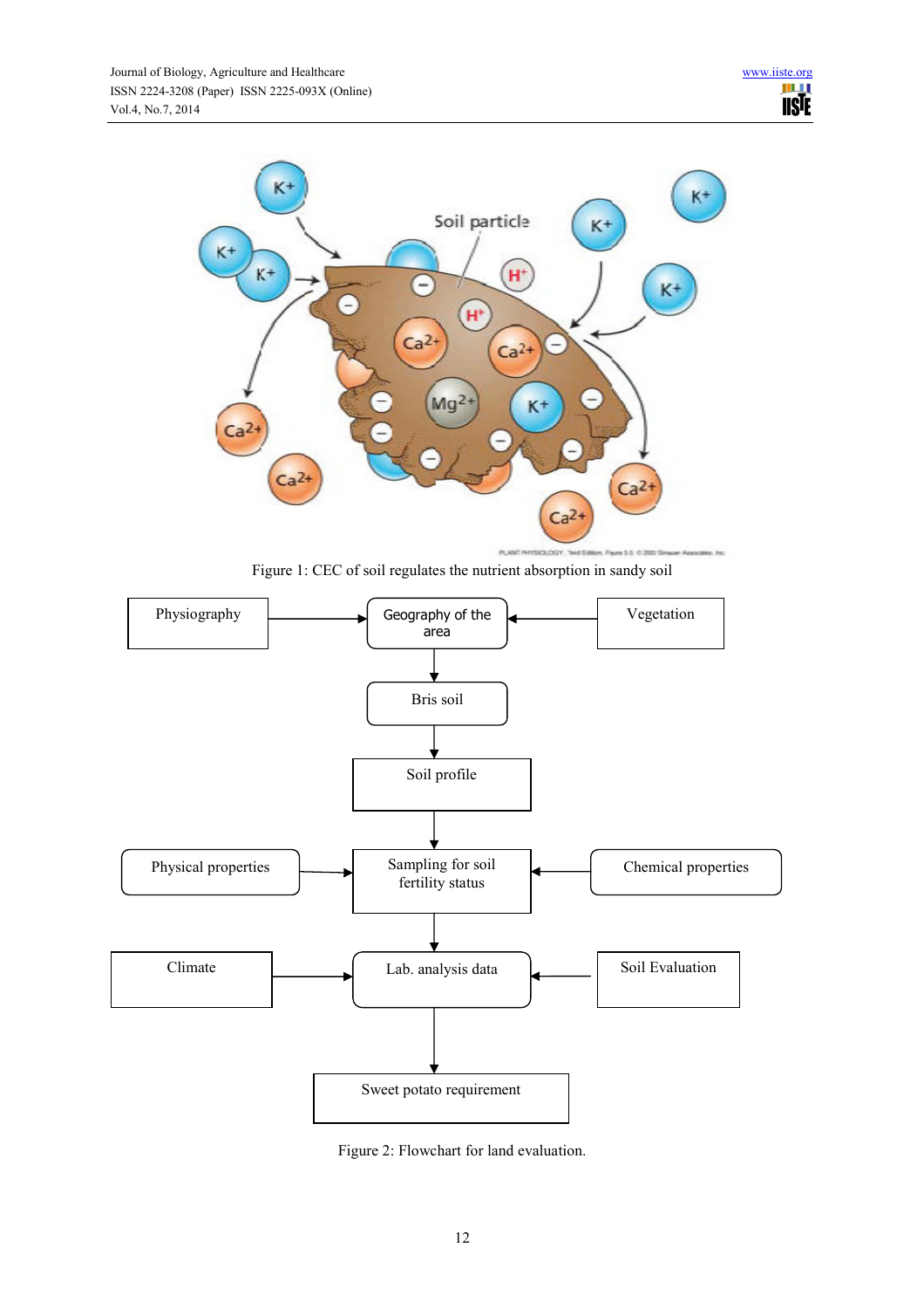Figure 1: CEC of soil regulates the nutrient absorption in sandy soil

Figure 2: Flowchart for land evaluation.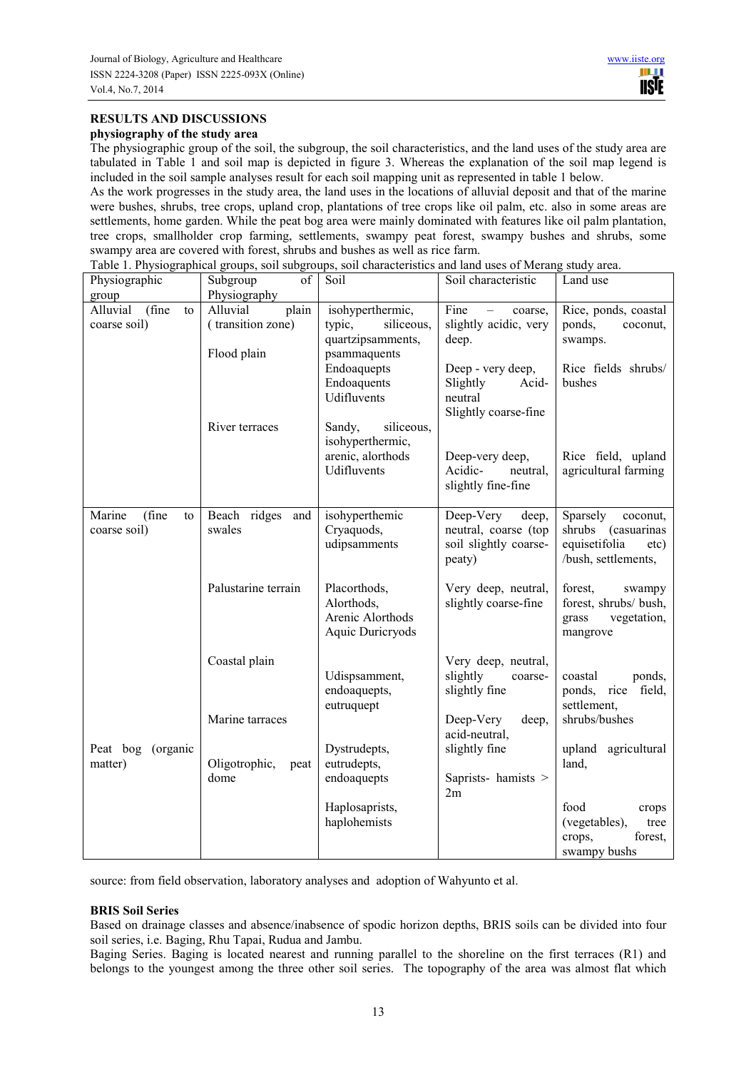## RESULTS AND DISCUSSIONS

### physiography of the study area

The physiographic group of the soil, the subgroup, the soil characteristics, and the land uses of the study area are tabulated in Table 1 and soil map is depicted in figure 3. Whereas the explanation of the soil map legend is included in the soil sample analyses result for each soil mapping unit as represented in table 1 below.

As the work progresses in the study area, the land uses in the locations of alluvial deposit and that of the marine were bushes, shrubs, tree crops, upland crop, plantations of tree crops like oil palm, etc. also in some areas are settlements, home garden. While the peat bog area were mainly dominated with features like oil palm plantation, tree crops, smallholder crop farming, settlements, swampy peat forest, swampy bushes and shrubs, some swampy area are covered with forest, shrubs and bushes as well as rice farm.

Table 1. Physiographical groups, soil subgroups, soil characteristics and land uses of Merang study area.

| Physiographic group | Subgroup of Physiography | Soil | Soil characteristic | Land use |
|---|---|---|---|---|
| Alluvial (fine to coarse soil) | Alluvial plain (transition zone) | isohyperthermic, typic, siliceous, quartzipsamments, | Fine – coarse, slightly acidic, very deep. | Rice, ponds, coastal ponds, coconut, swamps. |
| | Flood plain | psammaquents Endoaquepts Endoaquents Udifluvents | Deep - very deep, Slightly Acid-neutral Slightly coarse-fine | Rice fields shrubs/ bushes |
| | River terraces | Sandy, siliceous, isohyperthermic, arenic, alorthods Udifluvents | Deep-very deep, Acidic- neutral, slightly fine-fine | Rice field, upland agricultural farming |
| Marine (fine to coarse soil) | Beach ridges and swales | isohyperthemic Cryaquods, udipsamments | Deep-Very deep, neutral, coarse (top soil slightly coarse-peaty) | Sparsely coconut, shrubs (casuarinas equisetifolia etc) /bush, settlements, |
| | Palustarine terrain | Placorthods, Alorthods, Arenic Alorthods Aquic Duricryods | Very deep, neutral, slightly coarse-fine | forest, swampy forest, shrubs/ bush, grass vegetation, mangrove |
| | Coastal plain | Udispsamment, endoaquepts, eutruquept | Very deep, neutral, slightly coarse-slightly fine | coastal ponds, ponds, rice field, settlement, |
| | Marine tarraces | | Deep-Very deep, acid-neutral, slightly fine | shrubs/bushes |
| Peat bog (organic matter) | Oligotrophic, peat dome | Dystrudepts, eutrudepts, endoaquepts | Saprists- hamists > 2m | upland agricultural land, |
| | | Haplosaprists, haplohemists | | food crops (vegetables), tree crops, forest, swampy bushs |

source: from field observation, laboratory analyses and adoption of Wahyunto et al.

### BRIS Soil Series

Based on drainage classes and absence/inabsence of spodic horizon depths, BRIS soils can be divided into four soil series, i.e. Baging, Rhu Tapai, Rudua and Jambu.

Baging Series. Baging is located nearest and running parallel to the shoreline on the first terraces (R1) and belongs to the youngest among the three other soil series. The topography of the area was almost flat which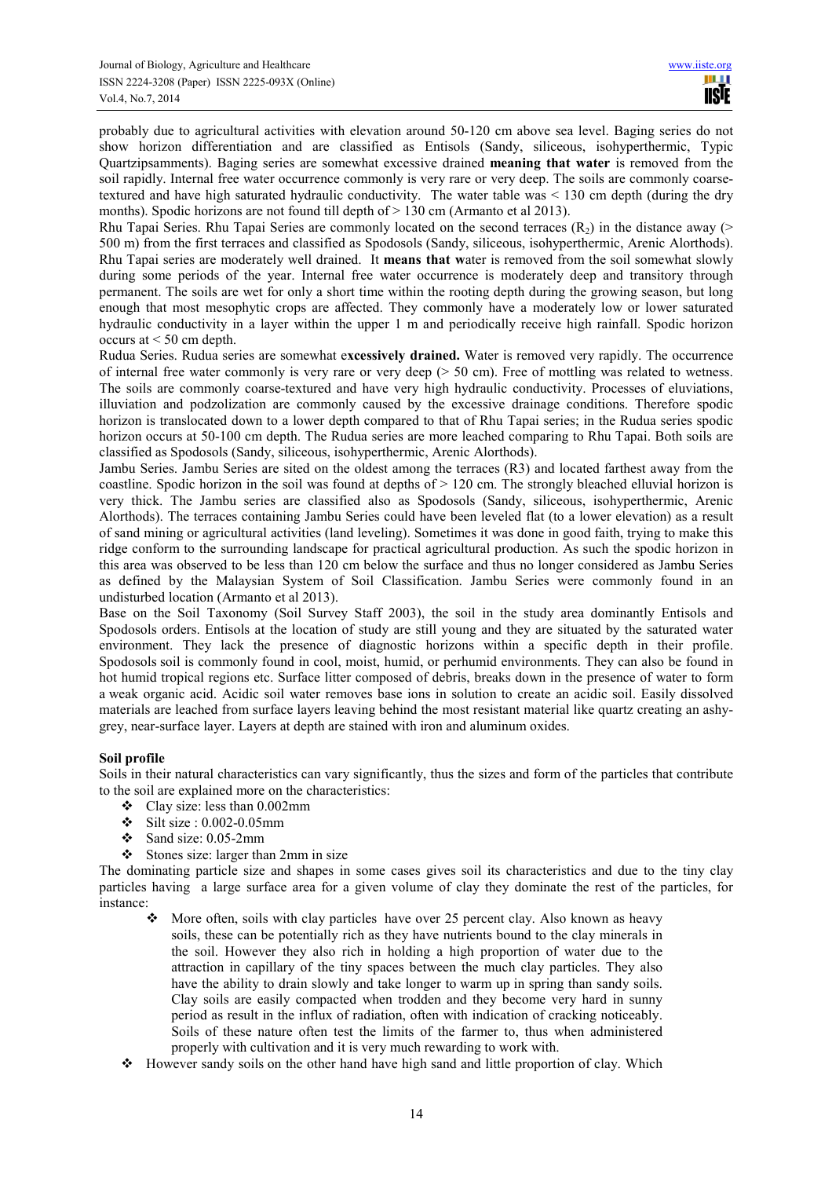probably due to agricultural activities with elevation around 50-120 cm above sea level. Baging series do not show horizon differentiation and are classified as Entisols (Sandy, siliceous, isohyperthermic, Typic Quartzipsamments). Baging series are somewhat excessive drained **meaning that water** is removed from the soil rapidly. Internal free water occurrence commonly is very rare or very deep. The soils are commonly coarse-textured and have high saturated hydraulic conductivity. The water table was < 130 cm depth (during the dry months). Spodic horizons are not found till depth of > 130 cm (Armanto et al 2013).

Rhu Tapai Series. Rhu Tapai Series are commonly located on the second terraces ($R_2$) in the distance away (> 500 m) from the first terraces and classified as Spodosols (Sandy, siliceous, isohyperthermic, Arenic Alorthods). Rhu Tapai series are moderately well drained. It **means that w**ater is removed from the soil somewhat slowly during some periods of the year. Internal free water occurrence is moderately deep and transitory through permanent. The soils are wet for only a short time within the rooting depth during the growing season, but long enough that most mesophytic crops are affected. They commonly have a moderately low or lower saturated hydraulic conductivity in a layer within the upper 1 m and periodically receive high rainfall. Spodic horizon occurs at < 50 cm depth.

Rudua Series. Rudua series are somewhat e**xcessively drained.** Water is removed very rapidly. The occurrence of internal free water commonly is very rare or very deep (> 50 cm). Free of mottling was related to wetness. The soils are commonly coarse-textured and have very high hydraulic conductivity. Processes of eluviations, illuviation and podzolization are commonly caused by the excessive drainage conditions. Therefore spodic horizon is translocated down to a lower depth compared to that of Rhu Tapai series; in the Rudua series spodic horizon occurs at 50-100 cm depth. The Rudua series are more leached comparing to Rhu Tapai. Both soils are classified as Spodosols (Sandy, siliceous, isohyperthermic, Arenic Alorthods).

Jambu Series. Jambu Series are sited on the oldest among the terraces (R3) and located farthest away from the coastline. Spodic horizon in the soil was found at depths of > 120 cm. The strongly bleached elluvial horizon is very thick. The Jambu series are classified also as Spodosols (Sandy, siliceous, isohyperthermic, Arenic Alorthods). The terraces containing Jambu Series could have been leveled flat (to a lower elevation) as a result of sand mining or agricultural activities (land leveling). Sometimes it was done in good faith, trying to make this ridge conform to the surrounding landscape for practical agricultural production. As such the spodic horizon in this area was observed to be less than 120 cm below the surface and thus no longer considered as Jambu Series as defined by the Malaysian System of Soil Classification. Jambu Series were commonly found in an undisturbed location (Armanto et al 2013).

Base on the Soil Taxonomy (Soil Survey Staff 2003), the soil in the study area dominantly Entisols and Spodosols orders. Entisols at the location of study are still young and they are situated by the saturated water environment. They lack the presence of diagnostic horizons within a specific depth in their profile. Spodosols soil is commonly found in cool, moist, humid, or perhumid environments. They can also be found in hot humid tropical regions etc. Surface litter composed of debris, breaks down in the presence of water to form a weak organic acid. Acidic soil water removes base ions in solution to create an acidic soil. Easily dissolved materials are leached from surface layers leaving behind the most resistant material like quartz creating an ashy-grey, near-surface layer. Layers at depth are stained with iron and aluminum oxides.

**Soil profile**

Soils in their natural characteristics can vary significantly, thus the sizes and form of the particles that contribute to the soil are explained more on the characteristics:

- Clay size: less than 0.002mm
- Silt size : 0.002-0.05mm
- Sand size: 0.05-2mm
- Stones size: larger than 2mm in size

The dominating particle size and shapes in some cases gives soil its characteristics and due to the tiny clay particles having a large surface area for a given volume of clay they dominate the rest of the particles, for instance:

- More often, soils with clay particles have over 25 percent clay. Also known as heavy soils, these can be potentially rich as they have nutrients bound to the clay minerals in the soil. However they also rich in holding a high proportion of water due to the attraction in capillary of the tiny spaces between the much clay particles. They also have the ability to drain slowly and take longer to warm up in spring than sandy soils. Clay soils are easily compacted when trodden and they become very hard in sunny period as result in the influx of radiation, often with indication of cracking noticeably. Soils of these nature often test the limits of the farmer to, thus when administered properly with cultivation and it is very much rewarding to work with.
- However sandy soils on the other hand have high sand and little proportion of clay. Which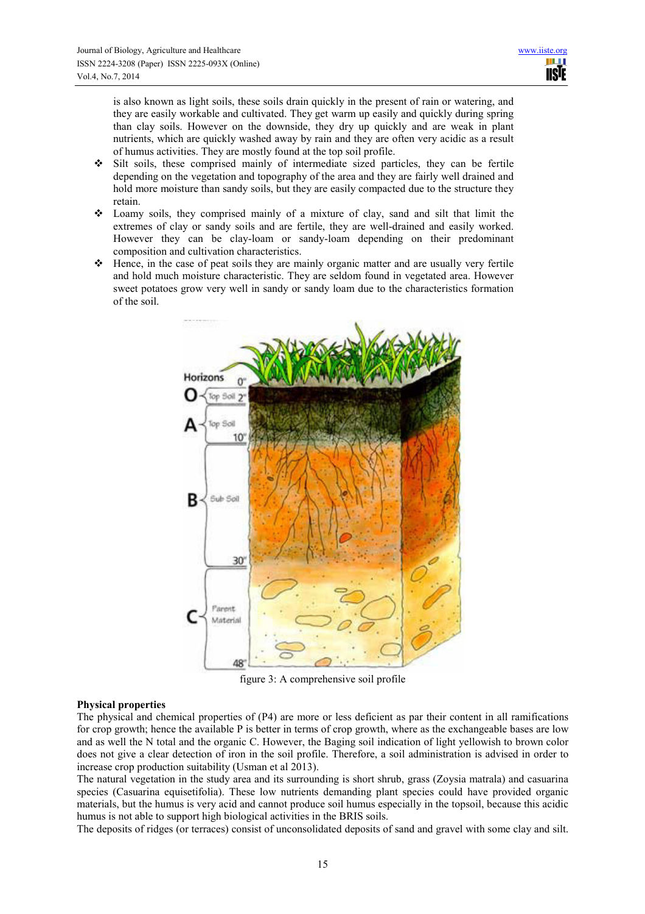is also known as light soils, these soils drain quickly in the present of rain or watering, and they are easily workable and cultivated. They get warm up easily and quickly during spring than clay soils. However on the downside, they dry up quickly and are weak in plant nutrients, which are quickly washed away by rain and they are often very acidic as a result of humus activities. They are mostly found at the top soil profile.

- Silt soils, these comprised mainly of intermediate sized particles, they can be fertile depending on the vegetation and topography of the area and they are fairly well drained and hold more moisture than sandy soils, but they are easily compacted due to the structure they retain.
- Loamy soils, they comprised mainly of a mixture of clay, sand and silt that limit the extremes of clay or sandy soils and are fertile, they are well-drained and easily worked. However they can be clay-loam or sandy-loam depending on their predominant composition and cultivation characteristics.
- Hence, in the case of peat soils they are mainly organic matter and are usually very fertile and hold much moisture characteristic. They are seldom found in vegetated area. However sweet potatoes grow very well in sandy or sandy loam due to the characteristics formation of the soil.

figure 3: A comprehensive soil profile

**Physical properties**

The physical and chemical properties of (P4) are more or less deficient as par their content in all ramifications for crop growth; hence the available P is better in terms of crop growth, where as the exchangeable bases are low and as well the N total and the organic C. However, the Baging soil indication of light yellowish to brown color does not give a clear detection of iron in the soil profile. Therefore, a soil administration is advised in order to increase crop production suitability (Usman et al 2013).

The natural vegetation in the study area and its surrounding is short shrub, grass (Zoysia matrala) and casuarina species (Casuarina equisetifolia). These low nutrients demanding plant species could have provided organic materials, but the humus is very acid and cannot produce soil humus especially in the topsoil, because this acidic humus is not able to support high biological activities in the BRIS soils.

The deposits of ridges (or terraces) consist of unconsolidated deposits of sand and gravel with some clay and silt.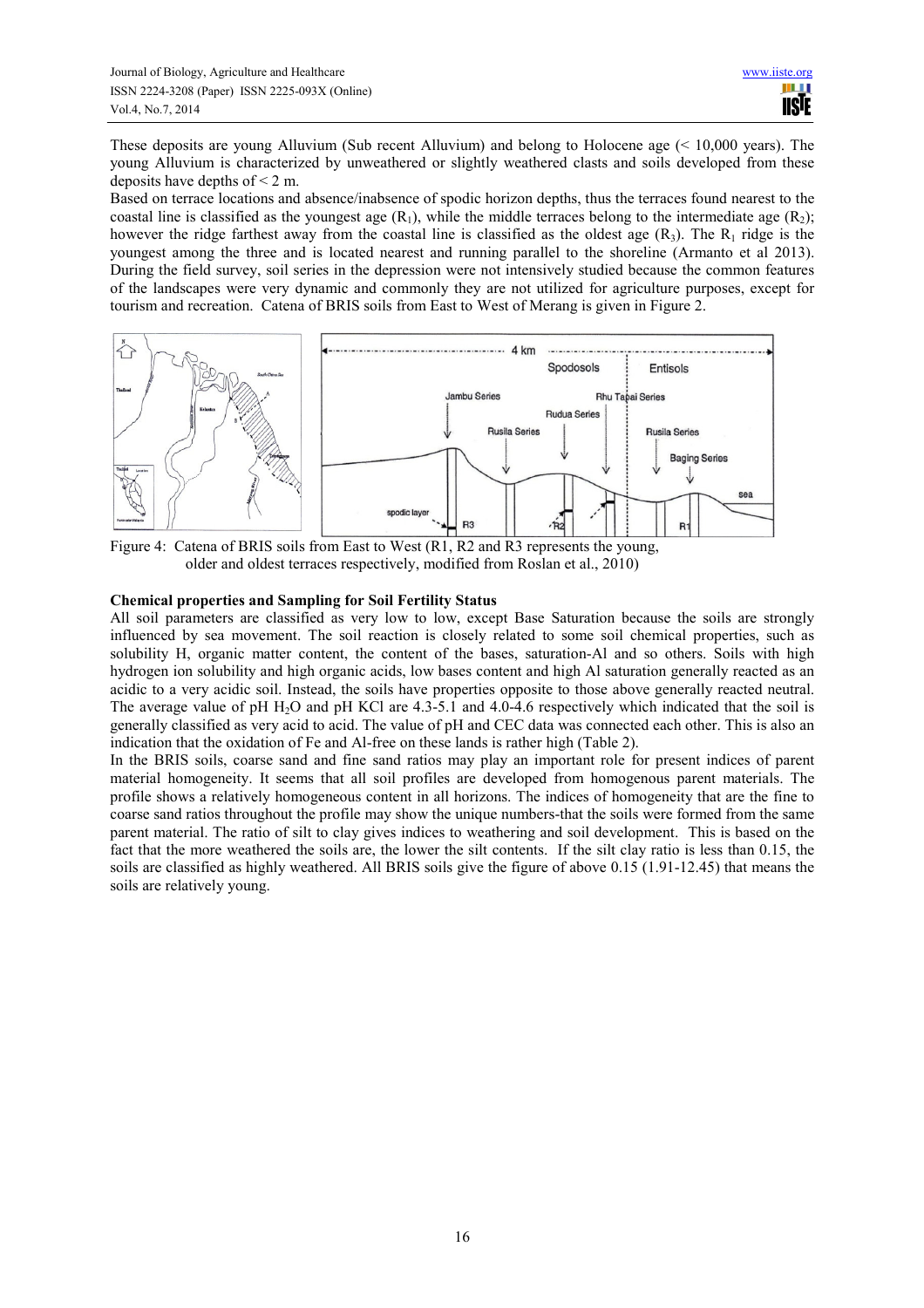These deposits are young Alluvium (Sub recent Alluvium) and belong to Holocene age (< 10,000 years). The young Alluvium is characterized by unweathered or slightly weathered clasts and soils developed from these deposits have depths of < 2 m.

Based on terrace locations and absence/inabsence of spodic horizon depths, thus the terraces found nearest to the coastal line is classified as the youngest age ($R_1$), while the middle terraces belong to the intermediate age ($R_2$); however the ridge farthest away from the coastal line is classified as the oldest age ($R_3$). The $R_1$ ridge is the youngest among the three and is located nearest and running parallel to the shoreline (Armanto et al 2013). During the field survey, soil series in the depression were not intensively studied because the common features of the landscapes were very dynamic and commonly they are not utilized for agriculture purposes, except for tourism and recreation. Catena of BRIS soils from East to West of Merang is given in Figure 2.

Figure 4: Catena of BRIS soils from East to West (R1, R2 and R3 represents the young, older and oldest terraces respectively, modified from Roslan et al., 2010)

**Chemical properties and Sampling for Soil Fertility Status**

All soil parameters are classified as very low to low, except Base Saturation because the soils are strongly influenced by sea movement. The soil reaction is closely related to some soil chemical properties, such as solubility H, organic matter content, the content of the bases, saturation-Al and so others. Soils with high hydrogen ion solubility and high organic acids, low bases content and high Al saturation generally reacted as an acidic to a very acidic soil. Instead, the soils have properties opposite to those above generally reacted neutral. The average value of pH $H_2O$ and pH KCl are 4.3-5.1 and 4.0-4.6 respectively which indicated that the soil is generally classified as very acid to acid. The value of pH and CEC data was connected each other. This is also an indication that the oxidation of Fe and Al-free on these lands is rather high (Table 2).

In the BRIS soils, coarse sand and fine sand ratios may play an important role for present indices of parent material homogeneity. It seems that all soil profiles are developed from homogenous parent materials. The profile shows a relatively homogeneous content in all horizons. The indices of homogeneity that are the fine to coarse sand ratios throughout the profile may show the unique numbers-that the soils were formed from the same parent material. The ratio of silt to clay gives indices to weathering and soil development. This is based on the fact that the more weathered the soils are, the lower the silt contents. If the silt clay ratio is less than 0.15, the soils are classified as highly weathered. All BRIS soils give the figure of above 0.15 (1.91-12.45) that means the soils are relatively young.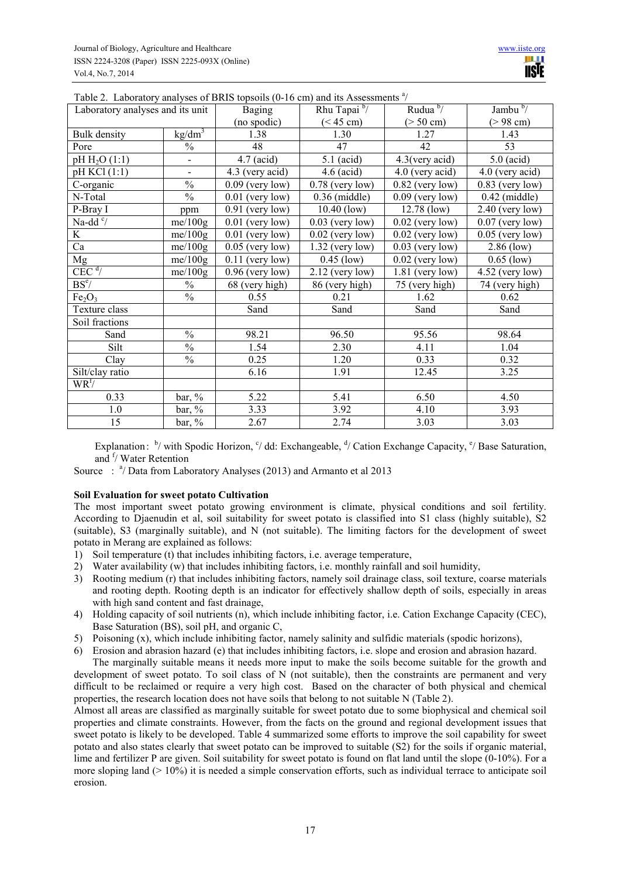Table 2. Laboratory analyses of BRIS topsoils (0-16 cm) and its Assessments [a]

| Laboratory analyses and its unit | | Baging (no spodic) | Rhu Tapai [b] (< 45 cm) | Rudua [b] (> 50 cm) | Jambu [b] (> 98 cm) |
|---|---|---|---|---|---|
| Bulk density | $kg/dm^3$ | 1.38 | 1.30 | 1.27 | 1.43 |
| Pore | % | 48 | 47 | 42 | 53 |
| pH $H_2O$ (1:1) | - | 4.7 (acid) | 5.1 (acid) | 4.3(very acid) | 5.0 (acid) |
| pH KCl (1:1) | - | 4.3 (very acid) | 4.6 (acid) | 4.0 (very acid) | 4.0 (very acid) |
| C-organic | % | 0.09 (very low) | 0.78 (very low) | 0.82 (very low) | 0.83 (very low) |
| N-Total | % | 0.01 (very low) | 0.36 (middle) | 0.09 (very low) | 0.42 (middle) |
| P-Bray I | ppm | 0.91 (very low) | 10.40 (low) | 12.78 (low) | 2.40 (very low) |
| Na-dd [c] | me/100g | 0.01 (very low) | 0.03 (very low) | 0.02 (very low) | 0.07 (very low) |
| K | me/100g | 0.01 (very low) | 0.02 (very low) | 0.02 (very low) | 0.05 (very low) |
| Ca | me/100g | 0.05 (very low) | 1.32 (very low) | 0.03 (very low) | 2.86 (low) |
| Mg | me/100g | 0.11 (very low) | 0.45 (low) | 0.02 (very low) | 0.65 (low) |
| CEC [d] | me/100g | 0.96 (very low) | 2.12 (very low) | 1.81 (very low) | 4.52 (very low) |
| BS [e] | % | 68 (very high) | 86 (very high) | 75 (very high) | 74 (very high) |
| $Fe_2O_3$ | % | 0.55 | 0.21 | 1.62 | 0.62 |
| Texture class | | Sand | Sand | Sand | Sand |
| Soil fractions | | | | | |
| Sand | % | 98.21 | 96.50 | 95.56 | 98.64 |
| Silt | % | 1.54 | 2.30 | 4.11 | 1.04 |
| Clay | % | 0.25 | 1.20 | 0.33 | 0.32 |
| Silt/clay ratio | | 6.16 | 1.91 | 12.45 | 3.25 |
| WR [f] | | | | | |
| 0.33 | bar, % | 5.22 | 5.41 | 6.50 | 4.50 |
| 1.0 | bar, % | 3.33 | 3.92 | 4.10 | 3.93 |
| 15 | bar, % | 2.67 | 2.74 | 3.03 | 3.03 |

Explanation: [b] with Spodic Horizon, [c] dd: Exchangeable, [d] Cation Exchange Capacity, [e] Base Saturation, and [f] Water Retention

Source : [a] Data from Laboratory Analyses (2013) and Armanto et al 2013

**Soil Evaluation for sweet potato Cultivation**

The most important sweet potato growing environment is climate, physical conditions and soil fertility. According to Djaenudin et al, soil suitability for sweet potato is classified into S1 class (highly suitable), S2 (suitable), S3 (marginally suitable), and N (not suitable). The limiting factors for the development of sweet potato in Merang are explained as follows:

1) Soil temperature (t) that includes inhibiting factors, i.e. average temperature,
2) Water availability (w) that includes inhibiting factors, i.e. monthly rainfall and soil humidity,
3) Rooting medium (r) that includes inhibiting factors, namely soil drainage class, soil texture, coarse materials and rooting depth. Rooting depth is an indicator for effectively shallow depth of soils, especially in areas with high sand content and fast drainage,
4) Holding capacity of soil nutrients (n), which include inhibiting factor, i.e. Cation Exchange Capacity (CEC), Base Saturation (BS), soil pH, and organic C,
5) Poisoning (x), which include inhibiting factor, namely salinity and sulfidic materials (spodic horizons),
6) Erosion and abrasion hazard (e) that includes inhibiting factors, i.e. slope and erosion and abrasion hazard.

The marginally suitable means it needs more input to make the soils become suitable for the growth and development of sweet potato. To soil class of N (not suitable), then the constraints are permanent and very difficult to be reclaimed or require a very high cost. Based on the character of both physical and chemical properties, the research location does not have soils that belong to not suitable N (Table 2).

Almost all areas are classified as marginally suitable for sweet potato due to some biophysical and chemical soil properties and climate constraints. However, from the facts on the ground and regional development issues that sweet potato is likely to be developed. Table 4 summarized some efforts to improve the soil capability for sweet potato and also states clearly that sweet potato can be improved to suitable (S2) for the soils if organic material, lime and fertilizer P are given. Soil suitability for sweet potato is found on flat land until the slope (0-10%). For a more sloping land (> 10%) it is needed a simple conservation efforts, such as individual terrace to anticipate soil erosion.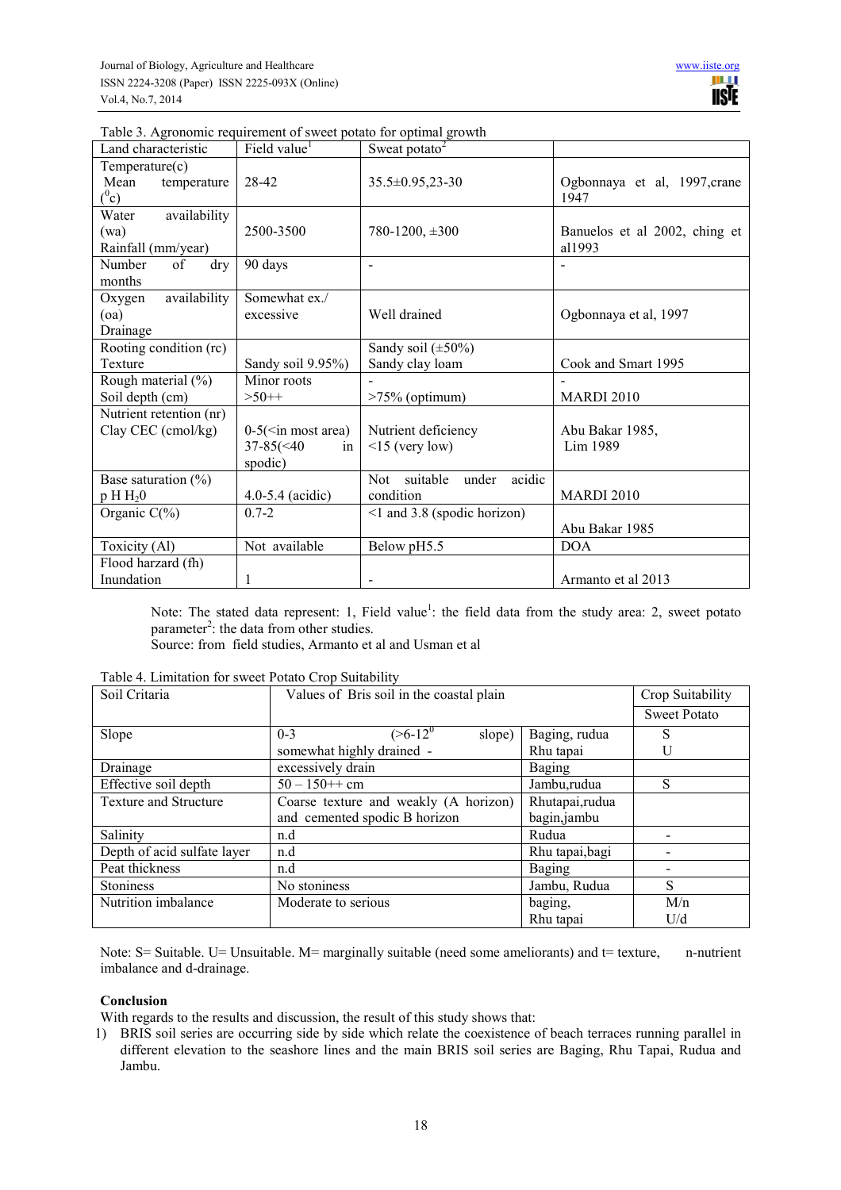Table 3. Agronomic requirement of sweet potato for optimal growth

| Land characteristic | Field value[1] | Sweat potato[2] | |
|---|---|---|---|
| Temperature(c)<br>Mean temperature ($^0$c) | 28-42 | 35.5±0.95,23-30 | Ogbonnaya et al, 1997,crane 1947 |
| Water availability (wa)<br>Rainfall (mm/year) | 2500-3500 | 780-1200, ±300 | Banuelos et al 2002, ching et al1993 |
| Number of dry months | 90 days | - | - |
| Oxygen availability (oa)<br>Drainage | Somewhat ex./ excessive | Well drained | Ogbonnaya et al, 1997 |
| Rooting condition (rc)<br>Texture | Sandy soil 9.95%) | Sandy soil (±50%)<br>Sandy clay loam | Cook and Smart 1995 |
| Rough material (%)<br>Soil depth (cm) | Minor roots<br>>50++ | -<br>>75% (optimum) | -<br>MARDI 2010 |
| Nutrient retention (nr)<br>Clay CEC (cmol/kg) | 0-5(<in most area)<br>37-85(<40 in spodic) | Nutrient deficiency<br><15 (very low) | Abu Bakar 1985,<br>Lim 1989 |
| Base saturation (%)<br>p H $H_20$ | 4.0-5.4 (acidic) | Not suitable under acidic condition | MARDI 2010 |
| Organic C(%) | 0.7-2 | <1 and 3.8 (spodic horizon) | Abu Bakar 1985 |
| Toxicity (Al) | Not available | Below pH5.5 | DOA |
| Flood harzard (fh)<br>Inundation | 1 | - | Armanto et al 2013 |

Note: The stated data represent: 1, Field value[1]: the field data from the study area: 2, sweet potato parameter[2]: the data from other studies.
Source: from field studies, Armanto et al and Usman et al

Table 4. Limitation for sweet Potato Crop Suitability

| Soil Critaria | Values of Bris soil in the coastal plain | | Crop Suitability |
|---|---|---|---|
| | | | Sweet Potato |
| Slope | 0-3 (>6-12$^0$ slope)<br>somewhat highly drained - | Baging, rudua<br>Rhu tapai | S<br>U |
| Drainage | excessively drain | Baging | |
| Effective soil depth | 50 – 150++ cm | Jambu,rudua | S |
| Texture and Structure | Coarse texture and weakly (A horizon) and cemented spodic B horizon | Rhutapai,rudua bagin,jambu | |
| Salinity | n.d | Rudua | - |
| Depth of acid sulfate layer | n.d | Rhu tapai,bagi | - |
| Peat thickness | n.d | Baging | - |
| Stoniness | No stoniness | Jambu, Rudua | S |
| Nutrition imbalance | Moderate to serious | baging,<br>Rhu tapai | M/n<br>U/d |

Note: S= Suitable. U= Unsuitable. M= marginally suitable (need some ameliorants) and t= texture, n-nutrient imbalance and d-drainage.

**Conclusion**

With regards to the results and discussion, the result of this study shows that:

1) BRIS soil series are occurring side by side which relate the coexistence of beach terraces running parallel in different elevation to the seashore lines and the main BRIS soil series are Baging, Rhu Tapai, Rudua and Jambu.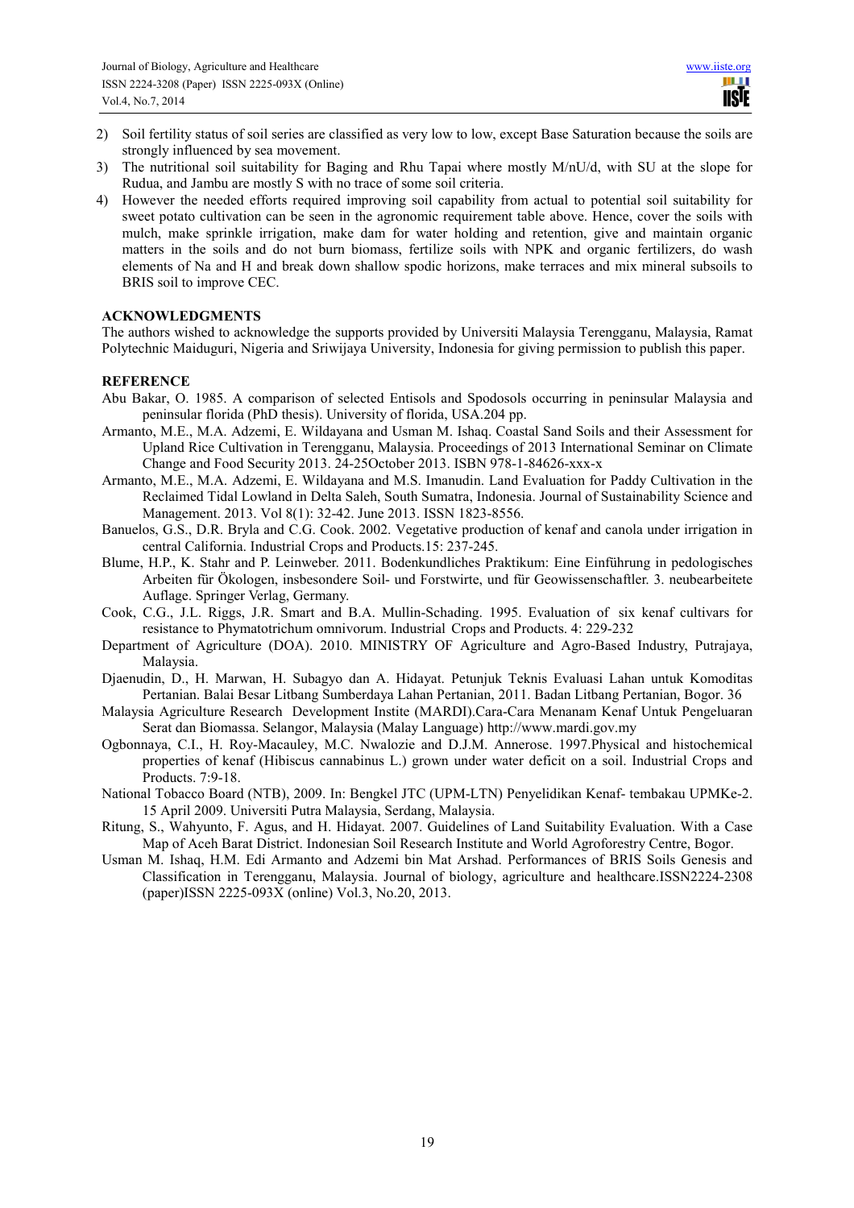2) Soil fertility status of soil series are classified as very low to low, except Base Saturation because the soils are strongly influenced by sea movement.
3) The nutritional soil suitability for Baging and Rhu Tapai where mostly M/nU/d, with SU at the slope for Rudua, and Jambu are mostly S with no trace of some soil criteria.
4) However the needed efforts required improving soil capability from actual to potential soil suitability for sweet potato cultivation can be seen in the agronomic requirement table above. Hence, cover the soils with mulch, make sprinkle irrigation, make dam for water holding and retention, give and maintain organic matters in the soils and do not burn biomass, fertilize soils with NPK and organic fertilizers, do wash elements of Na and H and break down shallow spodic horizons, make terraces and mix mineral subsoils to BRIS soil to improve CEC.

## ACKNOWLEDGMENTS

The authors wished to acknowledge the supports provided by Universiti Malaysia Terengganu, Malaysia, Ramat Polytechnic Maiduguri, Nigeria and Sriwijaya University, Indonesia for giving permission to publish this paper.

## REFERENCE

Abu Bakar, O. 1985. A comparison of selected Entisols and Spodosols occurring in peninsular Malaysia and peninsular florida (PhD thesis). University of florida, USA.204 pp.

Armanto, M.E., M.A. Adzemi, E. Wildayana and Usman M. Ishaq. Coastal Sand Soils and their Assessment for Upland Rice Cultivation in Terengganu, Malaysia. Proceedings of 2013 International Seminar on Climate Change and Food Security 2013. 24-25October 2013. ISBN 978-1-84626-xxx-x

Armanto, M.E., M.A. Adzemi, E. Wildayana and M.S. Imanudin. Land Evaluation for Paddy Cultivation in the Reclaimed Tidal Lowland in Delta Saleh, South Sumatra, Indonesia. Journal of Sustainability Science and Management. 2013. Vol 8(1): 32-42. June 2013. ISSN 1823-8556.

Banuelos, G.S., D.R. Bryla and C.G. Cook. 2002. Vegetative production of kenaf and canola under irrigation in central California. Industrial Crops and Products.15: 237-245.

Blume, H.P., K. Stahr and P. Leinweber. 2011. Bodenkundliches Praktikum: Eine Einführung in pedologisches Arbeiten für Ökologen, insbesondere Soil- und Forstwirte, und für Geowissenschaftler. 3. neubearbeitete Auflage. Springer Verlag, Germany.

Cook, C.G., J.L. Riggs, J.R. Smart and B.A. Mullin-Schading. 1995. Evaluation of six kenaf cultivars for resistance to Phymatotrichum omnivorum. Industrial Crops and Products. 4: 229-232

Department of Agriculture (DOA). 2010. MINISTRY OF Agriculture and Agro-Based Industry, Putrajaya, Malaysia.

Djaenudin, D., H. Marwan, H. Subagyo dan A. Hidayat. Petunjuk Teknis Evaluasi Lahan untuk Komoditas Pertanian. Balai Besar Litbang Sumberdaya Lahan Pertanian, 2011. Badan Litbang Pertanian, Bogor. 36

Malaysia Agriculture Research Development Instite (MARDI).Cara-Cara Menanam Kenaf Untuk Pengeluaran Serat dan Biomassa. Selangor, Malaysia (Malay Language) http://www.mardi.gov.my

Ogbonnaya, C.I., H. Roy-Macauley, M.C. Nwalozie and D.J.M. Annerose. 1997.Physical and histochemical properties of kenaf (Hibiscus cannabinus L.) grown under water deficit on a soil. Industrial Crops and Products. 7:9-18.

National Tobacco Board (NTB), 2009. In: Bengkel JTC (UPM-LTN) Penyelidikan Kenaf- tembakau UPMKe-2. 15 April 2009. Universiti Putra Malaysia, Serdang, Malaysia.

Ritung, S., Wahyunto, F. Agus, and H. Hidayat. 2007. Guidelines of Land Suitability Evaluation. With a Case Map of Aceh Barat District. Indonesian Soil Research Institute and World Agroforestry Centre, Bogor.

Usman M. Ishaq, H.M. Edi Armanto and Adzemi bin Mat Arshad. Performances of BRIS Soils Genesis and Classification in Terengganu, Malaysia. Journal of biology, agriculture and healthcare.ISSN2224-2308 (paper)ISSN 2225-093X (online) Vol.3, No.20, 2013.